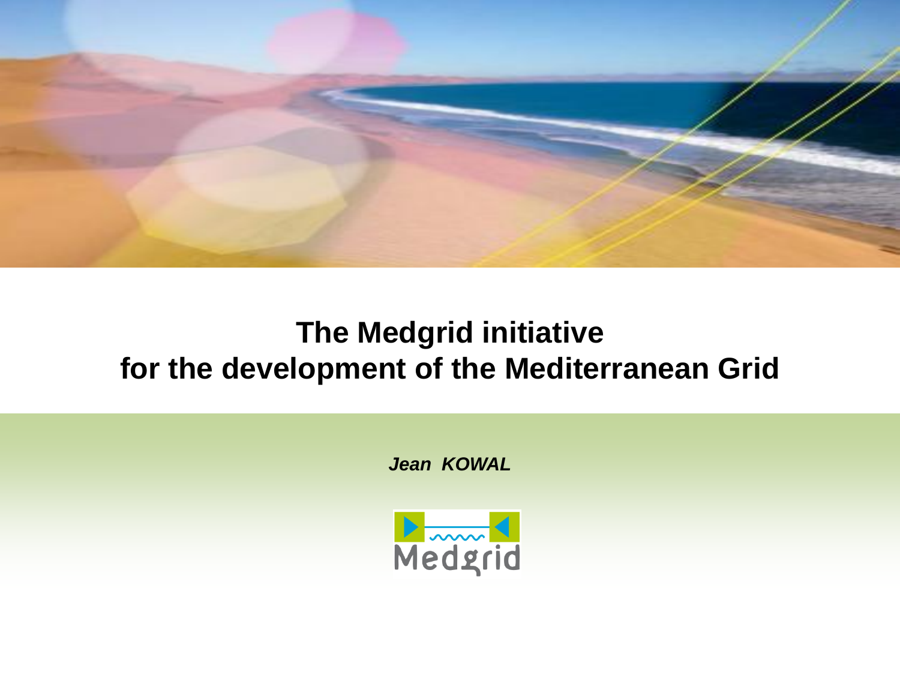# The Medgrid initiative
# for the development of the Mediterranean Grid

***Jean KOWAL***

Medgrid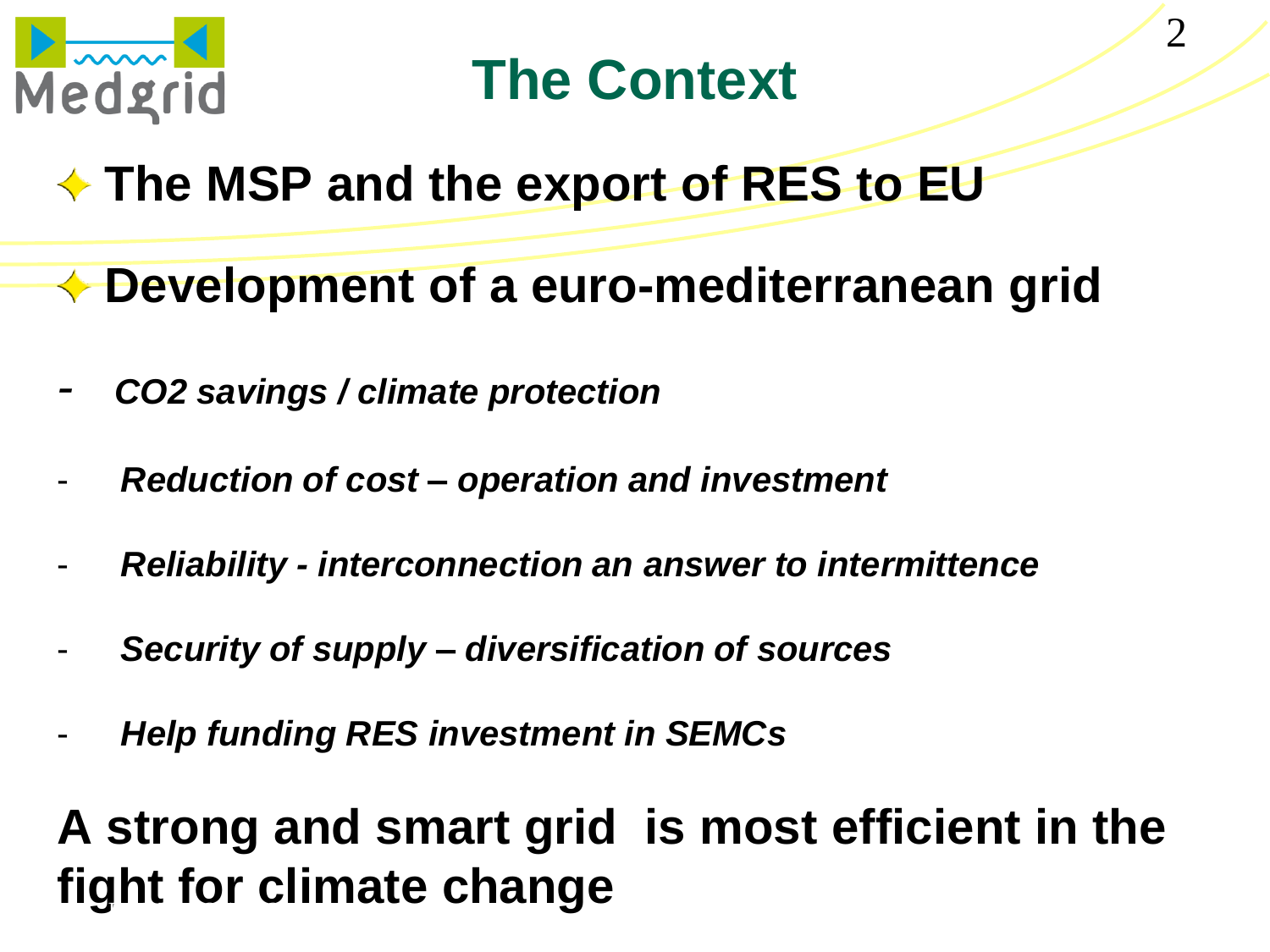# The Context

- **The MSP and the export of RES to EU**
- **Development of a euro-mediterranean grid**

- ***$CO_2$ savings / climate protection***
- ***Reduction of cost – operation and investment***
- ***Reliability - interconnection an answer to intermittence***
- ***Security of supply – diversification of sources***
- ***Help funding RES investment in SEMCs***

**A strong and smart grid is most efficient in the fight for climate change**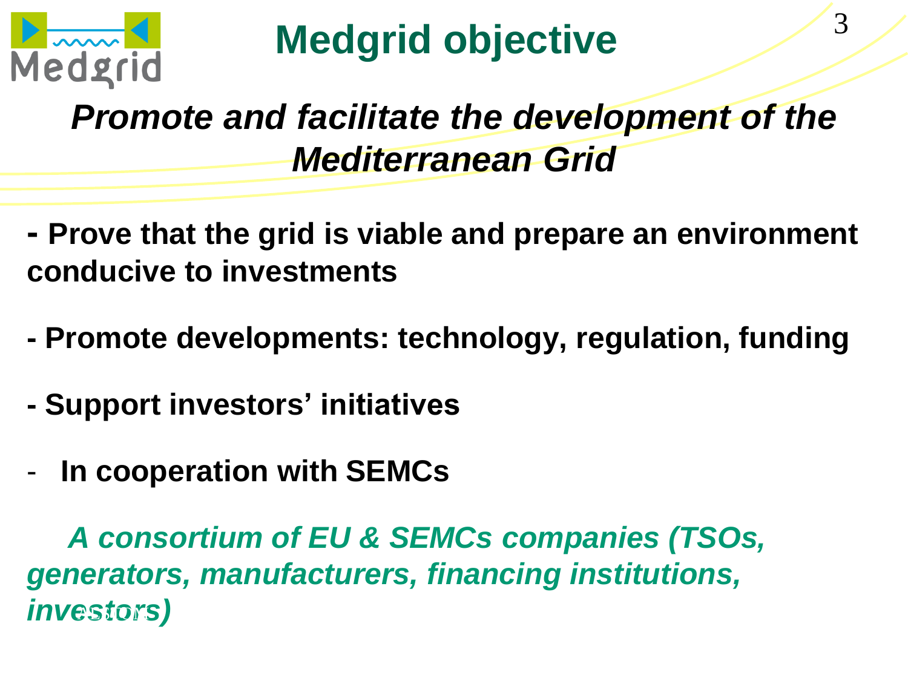# Medgrid objective

***Promote and facilitate the development of the Mediterranean Grid***

**- Prove that the grid is viable and prepare an environment conducive to investments**

**- Promote developments: technology, regulation, funding**

**- Support investors' initiatives**

- **In cooperation with SEMCs**

***A consortium of EU & SEMCs companies (TSOs, generators, manufacturers, financing institutions, investors)***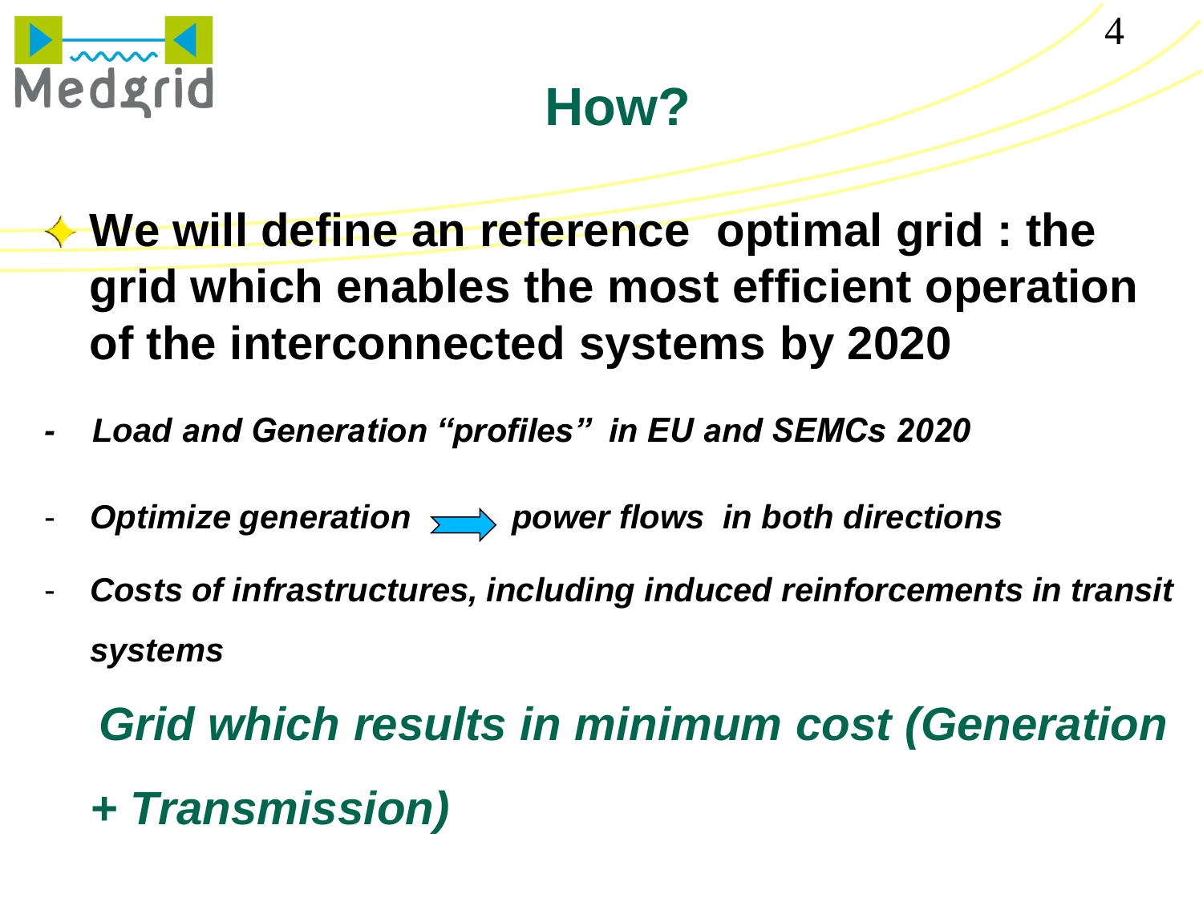# How?

- **We will define an reference optimal grid : the grid which enables the most efficient operation of the interconnected systems by 2020**

- *Load and Generation “profiles” in EU and SEMCs 2020*
- *Optimize generation → power flows in both directions*
- *Costs of infrastructures, including induced reinforcements in transit systems*

*Grid which results in minimum cost (Generation + Transmission)*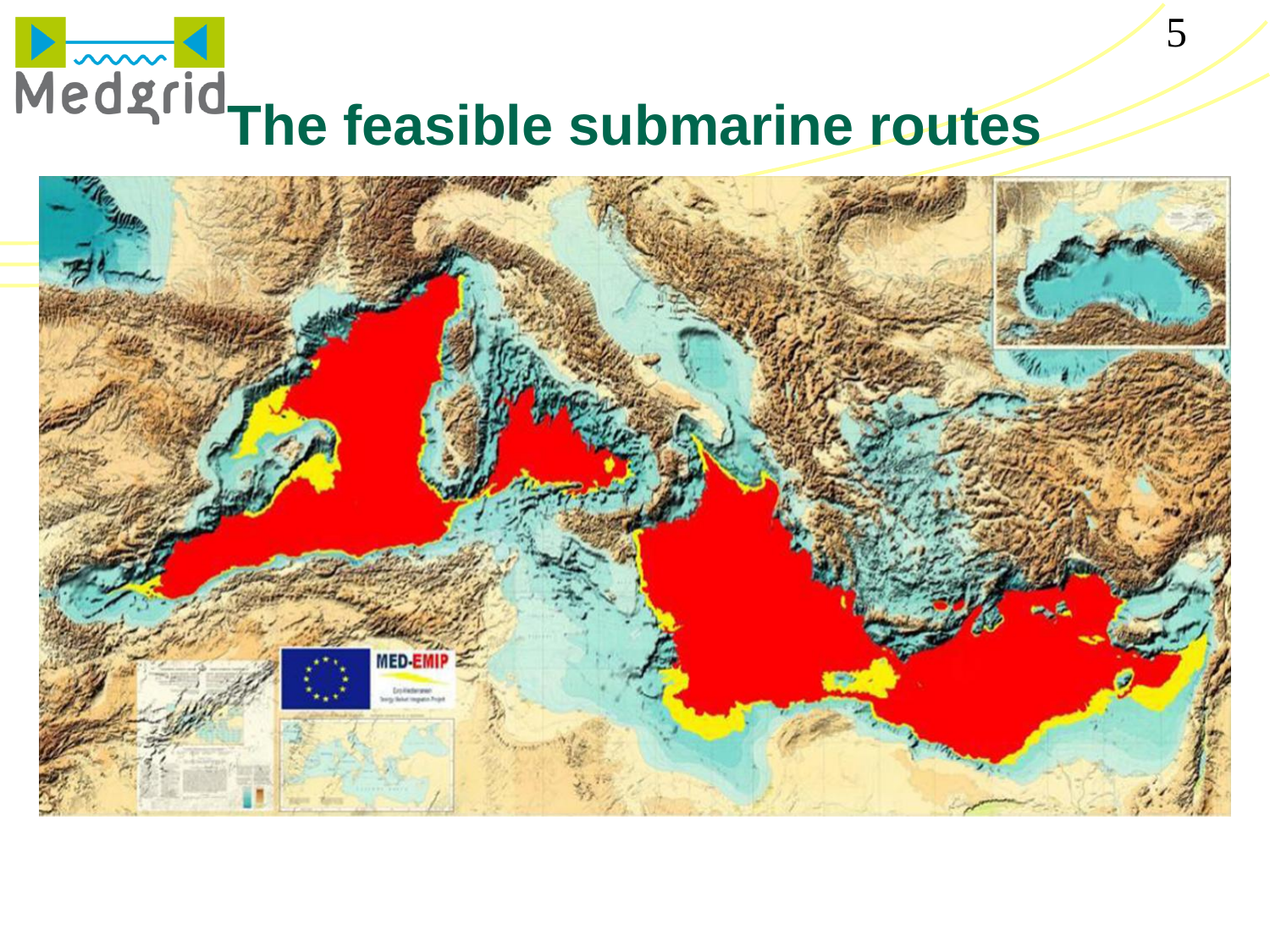# The feasible submarine routes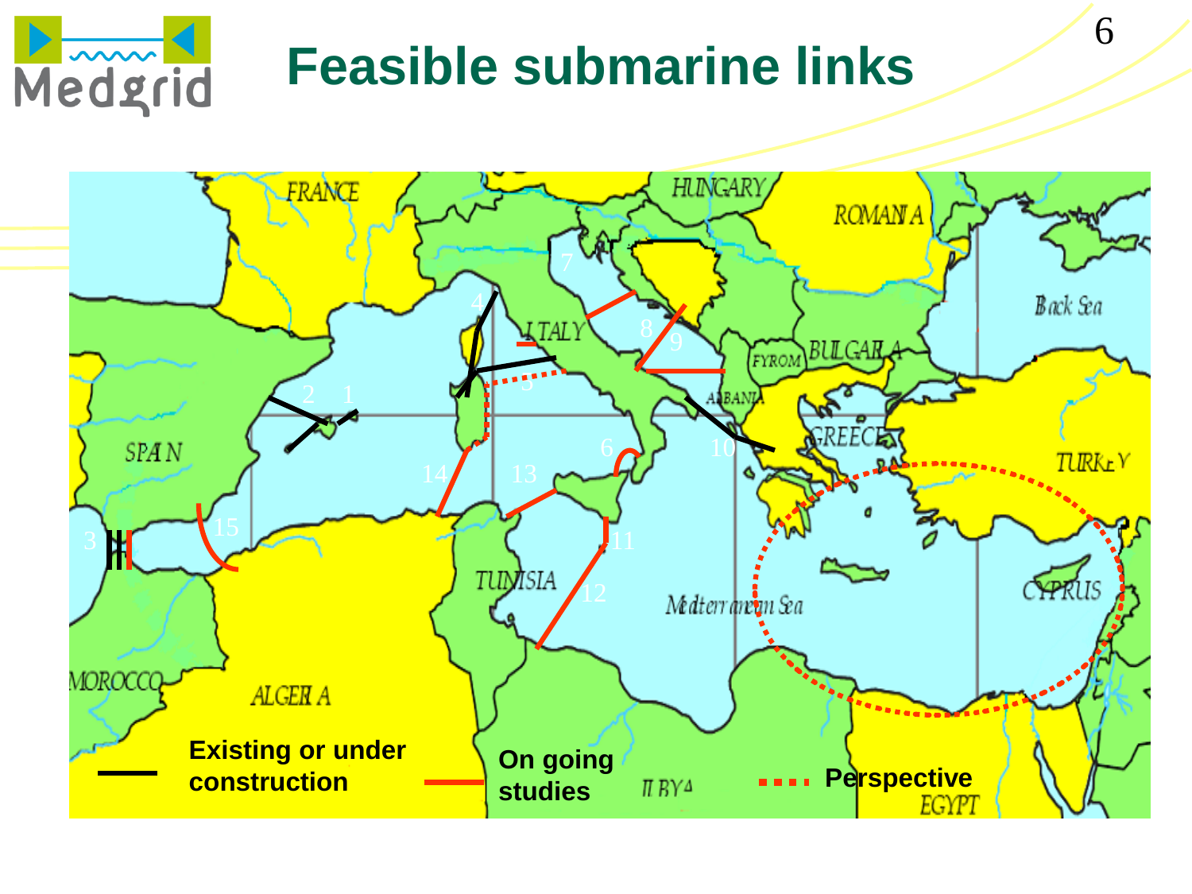# Feasible submarine links

FRANCE, HUNGARY, ROMANIA, Black Sea, ITALY, BULGARIA, FYROM, ALBANIA, GREECE, TURKEY, SPAIN, TUNISIA, Mediterranean Sea, CYPRUS, MOROCCO, ALGERIA, LIBYA, EGYPT

1, 2, 3, 4, 5, 6, 7, 8, 9, 10, 11, 12, 13, 14, 15

- Existing or under construction
- On going studies
- Perspective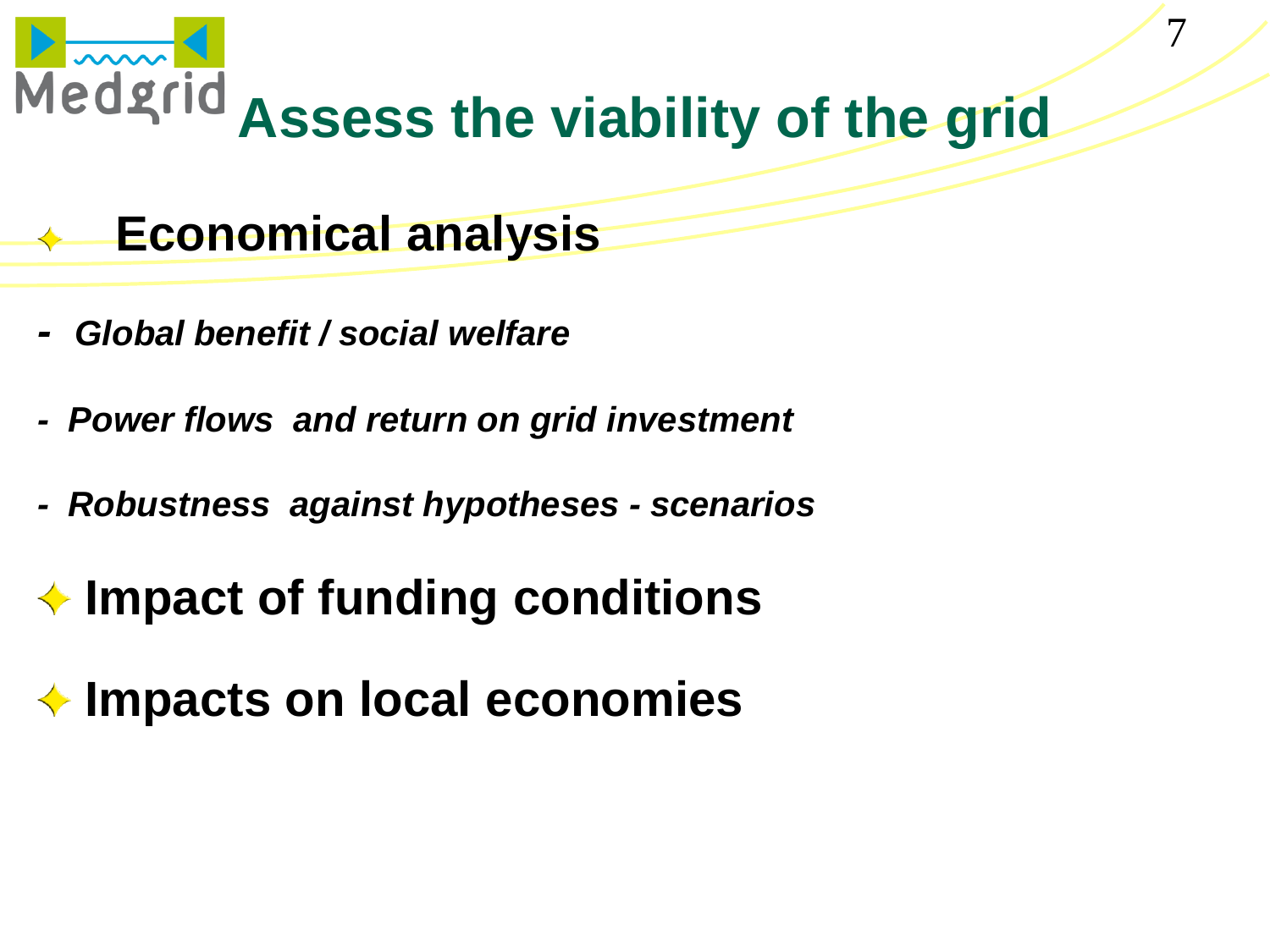# Assess the viability of the grid

- **Economical analysis**

- ***Global benefit / social welfare***
- ***Power flows and return on grid investment***
- ***Robustness against hypotheses - scenarios***

- **Impact of funding conditions**
- **Impacts on local economies**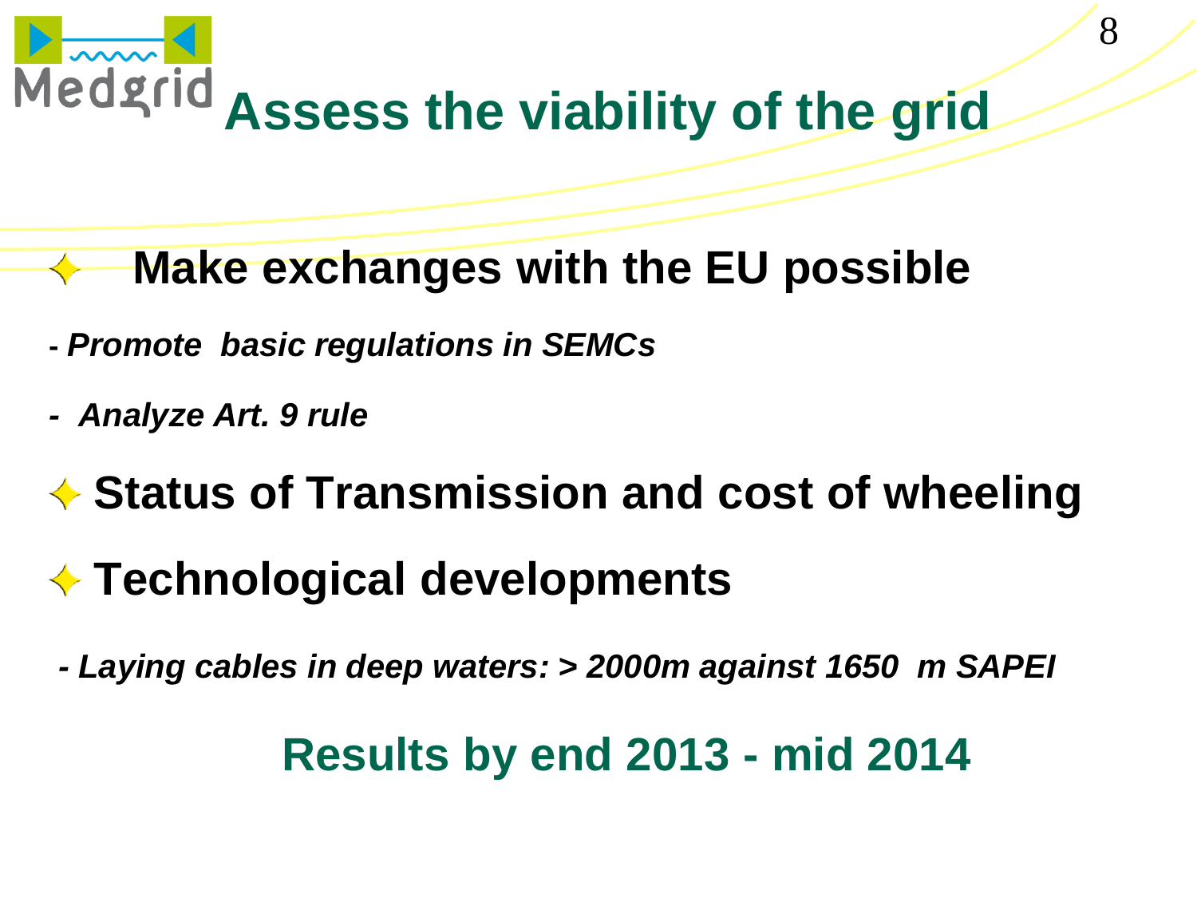# Assess the viability of the grid

- **Make exchanges with the EU possible**

- ***Promote basic regulations in SEMCs***
- ***Analyze Art. 9 rule***

- **Status of Transmission and cost of wheeling**

- **Technological developments**

- ***Laying cables in deep waters: > 2000m against 1650 m SAPEI***

**Results by end 2013 - mid 2014**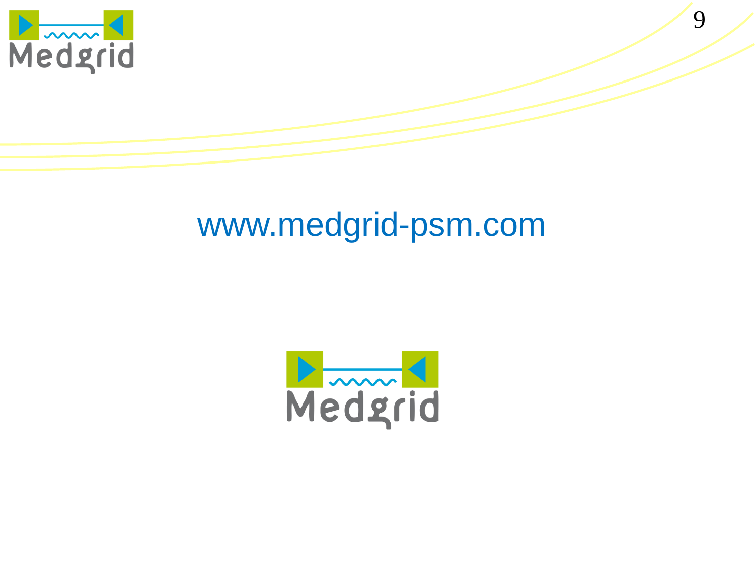www.medgrid-psm.com